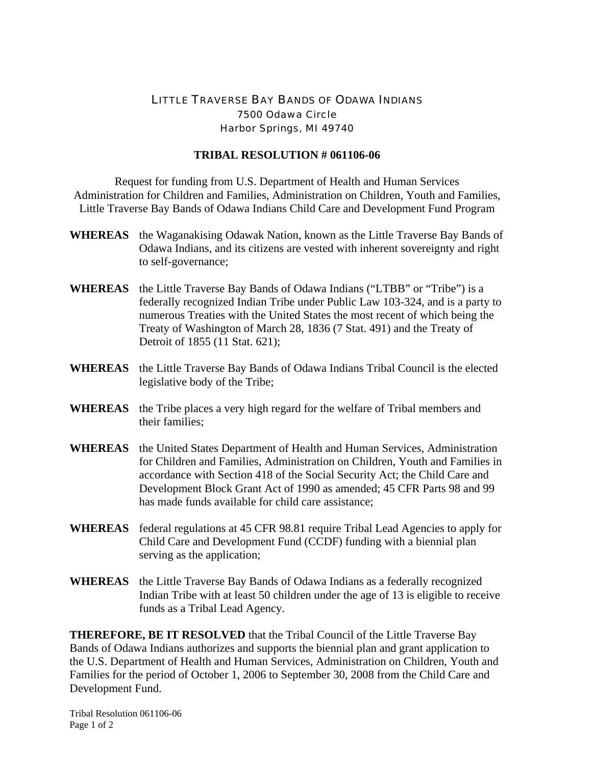# LITTLE TRAVERSE BAY BANDS OF ODAWA INDIANS

7500 Odawa Circle
Harbor Springs, MI 49740

## TRIBAL RESOLUTION # 061106-06

Request for funding from U.S. Department of Health and Human Services Administration for Children and Families, Administration on Children, Youth and Families, Little Traverse Bay Bands of Odawa Indians Child Care and Development Fund Program

**WHEREAS** the Waganakising Odawak Nation, known as the Little Traverse Bay Bands of Odawa Indians, and its citizens are vested with inherent sovereignty and right to self-governance;

**WHEREAS** the Little Traverse Bay Bands of Odawa Indians ("LTBB" or "Tribe") is a federally recognized Indian Tribe under Public Law 103-324, and is a party to numerous Treaties with the United States the most recent of which being the Treaty of Washington of March 28, 1836 (7 Stat. 491) and the Treaty of Detroit of 1855 (11 Stat. 621);

**WHEREAS** the Little Traverse Bay Bands of Odawa Indians Tribal Council is the elected legislative body of the Tribe;

**WHEREAS** the Tribe places a very high regard for the welfare of Tribal members and their families;

**WHEREAS** the United States Department of Health and Human Services, Administration for Children and Families, Administration on Children, Youth and Families in accordance with Section 418 of the Social Security Act; the Child Care and Development Block Grant Act of 1990 as amended; 45 CFR Parts 98 and 99 has made funds available for child care assistance;

**WHEREAS** federal regulations at 45 CFR 98.81 require Tribal Lead Agencies to apply for Child Care and Development Fund (CCDF) funding with a biennial plan serving as the application;

**WHEREAS** the Little Traverse Bay Bands of Odawa Indians as a federally recognized Indian Tribe with at least 50 children under the age of 13 is eligible to receive funds as a Tribal Lead Agency.

**THEREFORE, BE IT RESOLVED** that the Tribal Council of the Little Traverse Bay Bands of Odawa Indians authorizes and supports the biennial plan and grant application to the U.S. Department of Health and Human Services, Administration on Children, Youth and Families for the period of October 1, 2006 to September 30, 2008 from the Child Care and Development Fund.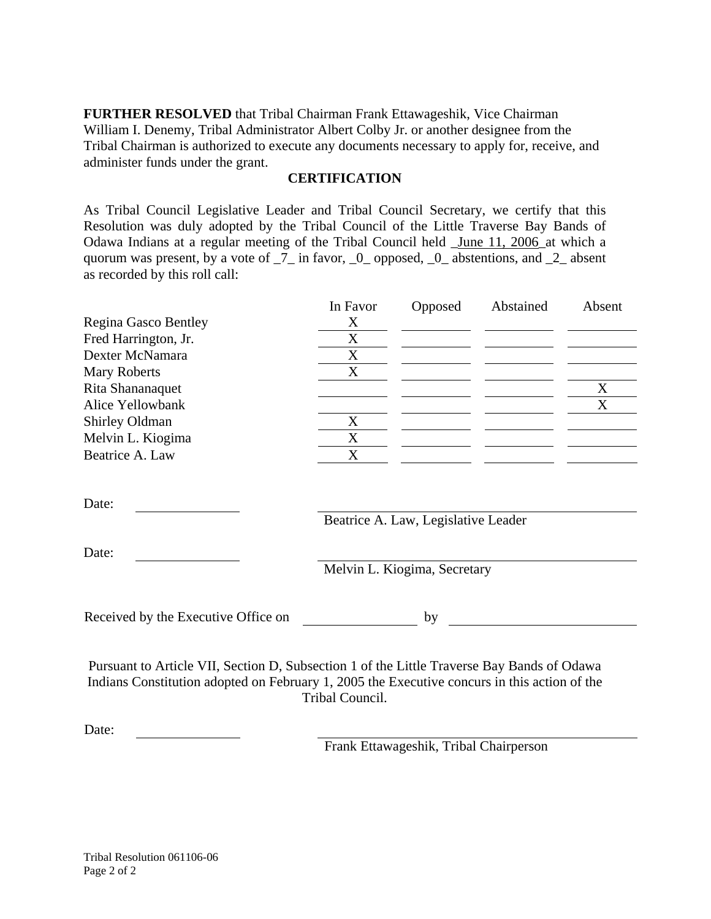**FURTHER RESOLVED** that Tribal Chairman Frank Ettawageshik, Vice Chairman William I. Denemy, Tribal Administrator Albert Colby Jr. or another designee from the Tribal Chairman is authorized to execute any documents necessary to apply for, receive, and administer funds under the grant.

## CERTIFICATION

As Tribal Council Legislative Leader and Tribal Council Secretary, we certify that this Resolution was duly adopted by the Tribal Council of the Little Traverse Bay Bands of Odawa Indians at a regular meeting of the Tribal Council held _June 11, 2006_ at which a quorum was present, by a vote of _7_ in favor, _0_ opposed, _0_ abstentions, and _2_ absent as recorded by this roll call:

| | In Favor | Opposed | Abstained | Absent |
|---|---|---|---|---|
| Regina Gasco Bentley | X | | | |
| Fred Harrington, Jr. | X | | | |
| Dexter McNamara | X | | | |
| Mary Roberts | X | | | |
| Rita Shananaquet | | | | X |
| Alice Yellowbank | | | | X |
| Shirley Oldman | X | | | |
| Melvin L. Kiogima | X | | | |
| Beatrice A. Law | X | | | |

Date: ______________ ______________________________
Beatrice A. Law, Legislative Leader

Date: ______________ ______________________________
Melvin L. Kiogima, Secretary

Received by the Executive Office on ______________ by ______________________

Pursuant to Article VII, Section D, Subsection 1 of the Little Traverse Bay Bands of Odawa Indians Constitution adopted on February 1, 2005 the Executive concurs in this action of the Tribal Council.

Date: ______________ ______________________________
Frank Ettawageshik, Tribal Chairperson

Tribal Resolution 061106-06